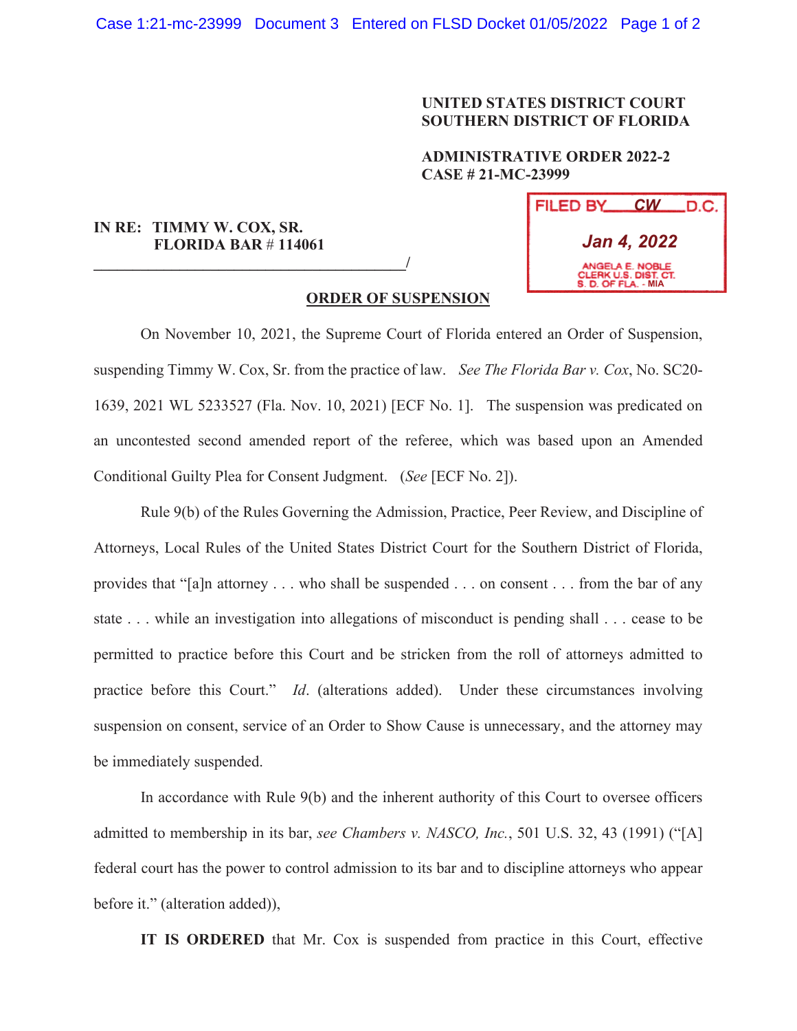UNITED STATES DISTRICT COURT
SOUTHERN DISTRICT OF FLORIDA

ADMINISTRATIVE ORDER 2022-2
CASE # 21-MC-23999

FILED BY CW D.C.
Jan 4, 2022
ANGELA E. NOBLE
CLERK U.S. DIST. CT.
S. D. OF FLA. - MIA

IN RE: TIMMY W. COX, SR.
FLORIDA BAR # 114061
_______________________________________/

## ORDER OF SUSPENSION

On November 10, 2021, the Supreme Court of Florida entered an Order of Suspension, suspending Timmy W. Cox, Sr. from the practice of law. *See The Florida Bar v. Cox*, No. SC20-1639, 2021 WL 5233527 (Fla. Nov. 10, 2021) [ECF No. 1]. The suspension was predicated on an uncontested second amended report of the referee, which was based upon an Amended Conditional Guilty Plea for Consent Judgment. (*See* [ECF No. 2]).

Rule 9(b) of the Rules Governing the Admission, Practice, Peer Review, and Discipline of Attorneys, Local Rules of the United States District Court for the Southern District of Florida, provides that "[a]n attorney . . . who shall be suspended . . . on consent . . . from the bar of any state . . . while an investigation into allegations of misconduct is pending shall . . . cease to be permitted to practice before this Court and be stricken from the roll of attorneys admitted to practice before this Court." *Id*. (alterations added). Under these circumstances involving suspension on consent, service of an Order to Show Cause is unnecessary, and the attorney may be immediately suspended.

In accordance with Rule 9(b) and the inherent authority of this Court to oversee officers admitted to membership in its bar, *see Chambers v. NASCO, Inc.*, 501 U.S. 32, 43 (1991) ("[A] federal court has the power to control admission to its bar and to discipline attorneys who appear before it." (alteration added)),

**IT IS ORDERED** that Mr. Cox is suspended from practice in this Court, effective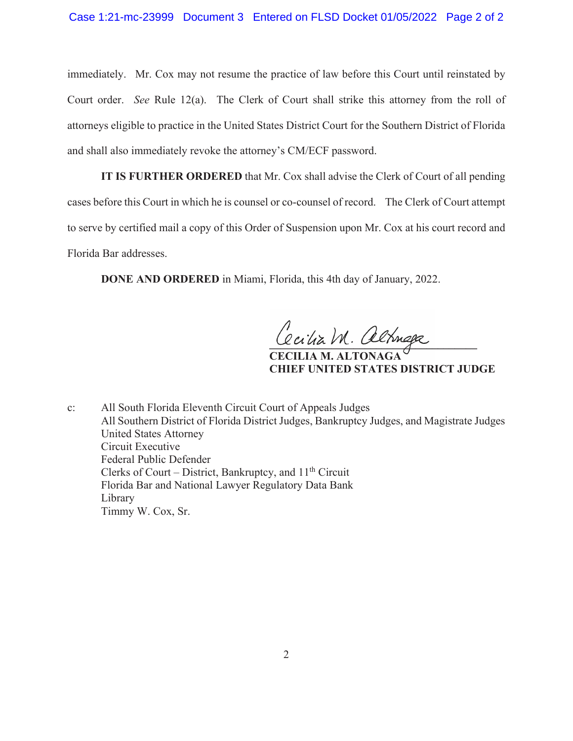immediately. Mr. Cox may not resume the practice of law before this Court until reinstated by Court order. *See* Rule 12(a). The Clerk of Court shall strike this attorney from the roll of attorneys eligible to practice in the United States District Court for the Southern District of Florida and shall also immediately revoke the attorney's CM/ECF password.

**IT IS FURTHER ORDERED** that Mr. Cox shall advise the Clerk of Court of all pending cases before this Court in which he is counsel or co-counsel of record. The Clerk of Court attempt to serve by certified mail a copy of this Order of Suspension upon Mr. Cox at his court record and Florida Bar addresses.

**DONE AND ORDERED** in Miami, Florida, this 4th day of January, 2022.

**CECILIA M. ALTONAGA**
**CHIEF UNITED STATES DISTRICT JUDGE**

c: All South Florida Eleventh Circuit Court of Appeals Judges
All Southern District of Florida District Judges, Bankruptcy Judges, and Magistrate Judges
United States Attorney
Circuit Executive
Federal Public Defender
Clerks of Court – District, Bankruptcy, and 11th Circuit
Florida Bar and National Lawyer Regulatory Data Bank
Library
Timmy W. Cox, Sr.